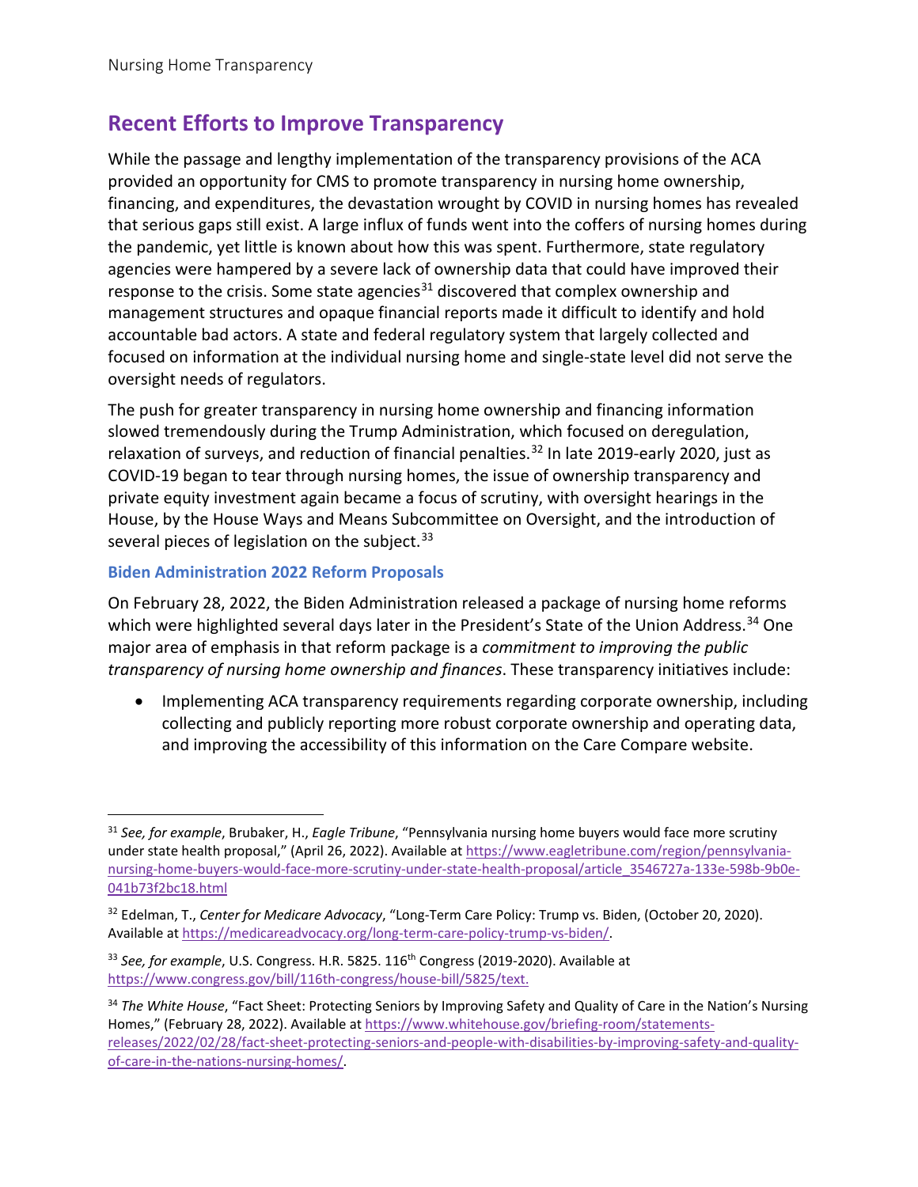## Recent Efforts to Improve Transparency

While the passage and lengthy implementation of the transparency provisions of the ACA provided an opportunity for CMS to promote transparency in nursing home ownership, financing, and expenditures, the devastation wrought by COVID in nursing homes has revealed that serious gaps still exist. A large influx of funds went into the coffers of nursing homes during the pandemic, yet little is known about how this was spent. Furthermore, state regulatory agencies were hampered by a severe lack of ownership data that could have improved their response to the crisis. Some state agencies[31] discovered that complex ownership and management structures and opaque financial reports made it difficult to identify and hold accountable bad actors. A state and federal regulatory system that largely collected and focused on information at the individual nursing home and single-state level did not serve the oversight needs of regulators.

The push for greater transparency in nursing home ownership and financing information slowed tremendously during the Trump Administration, which focused on deregulation, relaxation of surveys, and reduction of financial penalties.[32] In late 2019-early 2020, just as COVID-19 began to tear through nursing homes, the issue of ownership transparency and private equity investment again became a focus of scrutiny, with oversight hearings in the House, by the House Ways and Means Subcommittee on Oversight, and the introduction of several pieces of legislation on the subject.[33]

### Biden Administration 2022 Reform Proposals

On February 28, 2022, the Biden Administration released a package of nursing home reforms which were highlighted several days later in the President's State of the Union Address.[34] One major area of emphasis in that reform package is a *commitment to improving the public transparency of nursing home ownership and finances*. These transparency initiatives include:

- Implementing ACA transparency requirements regarding corporate ownership, including collecting and publicly reporting more robust corporate ownership and operating data, and improving the accessibility of this information on the Care Compare website.

---

[31] *See, for example*, Brubaker, H., *Eagle Tribune*, "Pennsylvania nursing home buyers would face more scrutiny under state health proposal," (April 26, 2022). Available at https://www.eagletribune.com/region/pennsylvania-nursing-home-buyers-would-face-more-scrutiny-under-state-health-proposal/article_3546727a-133e-598b-9b0e-041b73f2bc18.html

[32] Edelman, T., *Center for Medicare Advocacy*, "Long-Term Care Policy: Trump vs. Biden, (October 20, 2020). Available at https://medicareadvocacy.org/long-term-care-policy-trump-vs-biden/.

[33] *See, for example*, U.S. Congress. H.R. 5825. 116th Congress (2019-2020). Available at https://www.congress.gov/bill/116th-congress/house-bill/5825/text.

[34] *The White House*, "Fact Sheet: Protecting Seniors by Improving Safety and Quality of Care in the Nation's Nursing Homes," (February 28, 2022). Available at https://www.whitehouse.gov/briefing-room/statements-releases/2022/02/28/fact-sheet-protecting-seniors-and-people-with-disabilities-by-improving-safety-and-quality-of-care-in-the-nations-nursing-homes/.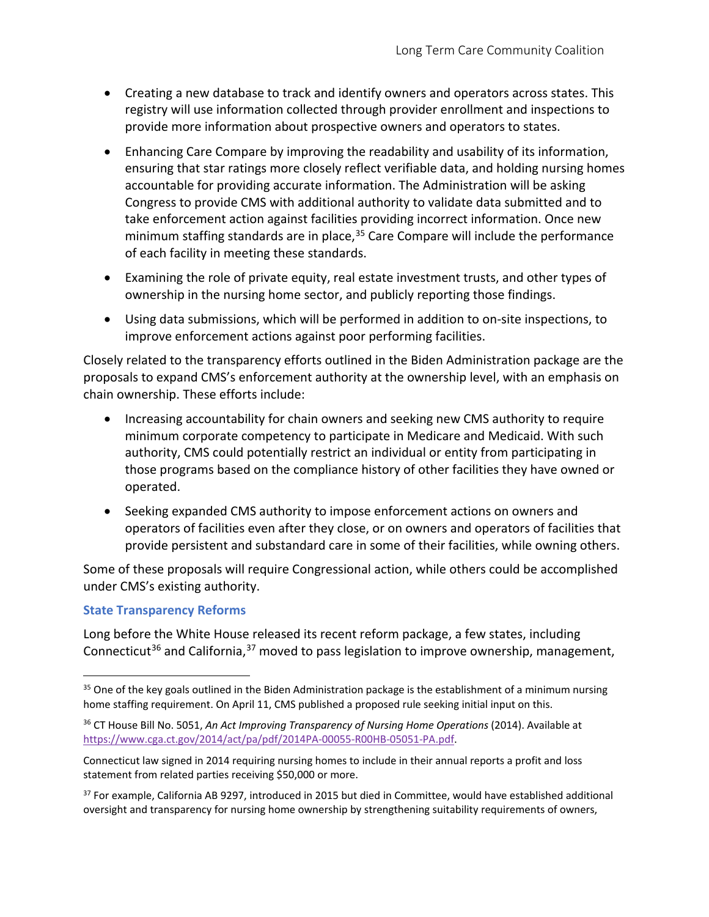- Creating a new database to track and identify owners and operators across states. This registry will use information collected through provider enrollment and inspections to provide more information about prospective owners and operators to states.
- Enhancing Care Compare by improving the readability and usability of its information, ensuring that star ratings more closely reflect verifiable data, and holding nursing homes accountable for providing accurate information. The Administration will be asking Congress to provide CMS with additional authority to validate data submitted and to take enforcement action against facilities providing incorrect information. Once new minimum staffing standards are in place,[35] Care Compare will include the performance of each facility in meeting these standards.
- Examining the role of private equity, real estate investment trusts, and other types of ownership in the nursing home sector, and publicly reporting those findings.
- Using data submissions, which will be performed in addition to on-site inspections, to improve enforcement actions against poor performing facilities.

Closely related to the transparency efforts outlined in the Biden Administration package are the proposals to expand CMS's enforcement authority at the ownership level, with an emphasis on chain ownership. These efforts include:

- Increasing accountability for chain owners and seeking new CMS authority to require minimum corporate competency to participate in Medicare and Medicaid. With such authority, CMS could potentially restrict an individual or entity from participating in those programs based on the compliance history of other facilities they have owned or operated.
- Seeking expanded CMS authority to impose enforcement actions on owners and operators of facilities even after they close, or on owners and operators of facilities that provide persistent and substandard care in some of their facilities, while owning others.

Some of these proposals will require Congressional action, while others could be accomplished under CMS's existing authority.

### State Transparency Reforms

Long before the White House released its recent reform package, a few states, including Connecticut[36] and California,[37] moved to pass legislation to improve ownership, management,

---

[35] One of the key goals outlined in the Biden Administration package is the establishment of a minimum nursing home staffing requirement. On April 11, CMS published a proposed rule seeking initial input on this.

[36] CT House Bill No. 5051, *An Act Improving Transparency of Nursing Home Operations* (2014). Available at https://www.cga.ct.gov/2014/act/pa/pdf/2014PA-00055-R00HB-05051-PA.pdf.

Connecticut law signed in 2014 requiring nursing homes to include in their annual reports a profit and loss statement from related parties receiving $50,000 or more.

[37] For example, California AB 9297, introduced in 2015 but died in Committee, would have established additional oversight and transparency for nursing home ownership by strengthening suitability requirements of owners,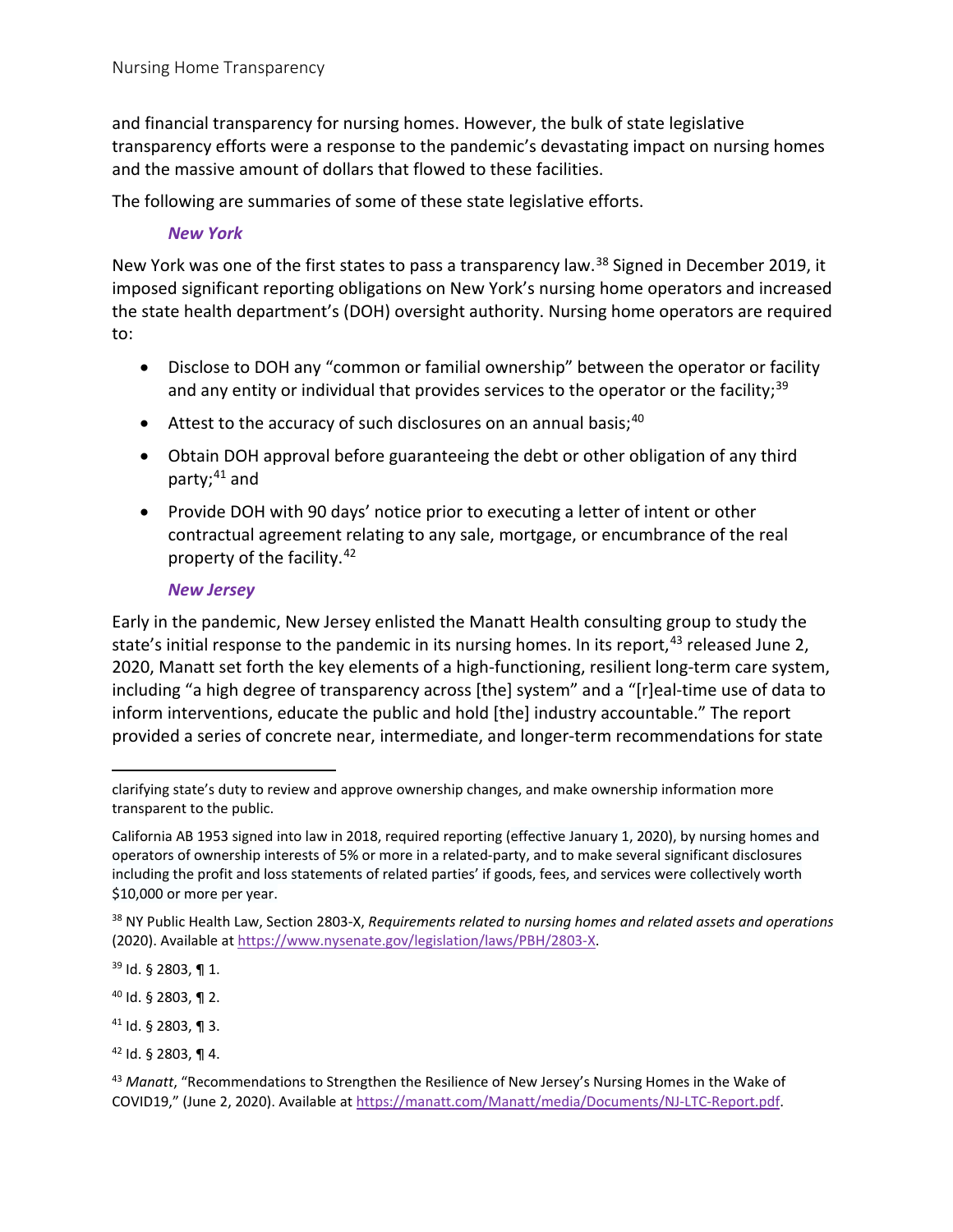and financial transparency for nursing homes. However, the bulk of state legislative transparency efforts were a response to the pandemic's devastating impact on nursing homes and the massive amount of dollars that flowed to these facilities.

The following are summaries of some of these state legislative efforts.

### *New York*

New York was one of the first states to pass a transparency law.[38] Signed in December 2019, it imposed significant reporting obligations on New York's nursing home operators and increased the state health department's (DOH) oversight authority. Nursing home operators are required to:

- Disclose to DOH any "common or familial ownership" between the operator or facility and any entity or individual that provides services to the operator or the facility;[39]
- Attest to the accuracy of such disclosures on an annual basis;[40]
- Obtain DOH approval before guaranteeing the debt or other obligation of any third party;[41] and
- Provide DOH with 90 days' notice prior to executing a letter of intent or other contractual agreement relating to any sale, mortgage, or encumbrance of the real property of the facility.[42]

### *New Jersey*

Early in the pandemic, New Jersey enlisted the Manatt Health consulting group to study the state's initial response to the pandemic in its nursing homes. In its report,[43] released June 2, 2020, Manatt set forth the key elements of a high-functioning, resilient long-term care system, including "a high degree of transparency across [the] system" and a "[r]eal-time use of data to inform interventions, educate the public and hold [the] industry accountable." The report provided a series of concrete near, intermediate, and longer-term recommendations for state

---

clarifying state's duty to review and approve ownership changes, and make ownership information more transparent to the public.

California AB 1953 signed into law in 2018, required reporting (effective January 1, 2020), by nursing homes and operators of ownership interests of 5% or more in a related-party, and to make several significant disclosures including the profit and loss statements of related parties' if goods, fees, and services were collectively worth $10,000 or more per year.

[38] NY Public Health Law, Section 2803-X, *Requirements related to nursing homes and related assets and operations* (2020). Available at https://www.nysenate.gov/legislation/laws/PBH/2803-X.

[39] Id. § 2803, ¶ 1.

[40] Id. § 2803, ¶ 2.

[41] Id. § 2803, ¶ 3.

[42] Id. § 2803, ¶ 4.

[43] *Manatt*, "Recommendations to Strengthen the Resilience of New Jersey's Nursing Homes in the Wake of COVID19," (June 2, 2020). Available at https://manatt.com/Manatt/media/Documents/NJ-LTC-Report.pdf.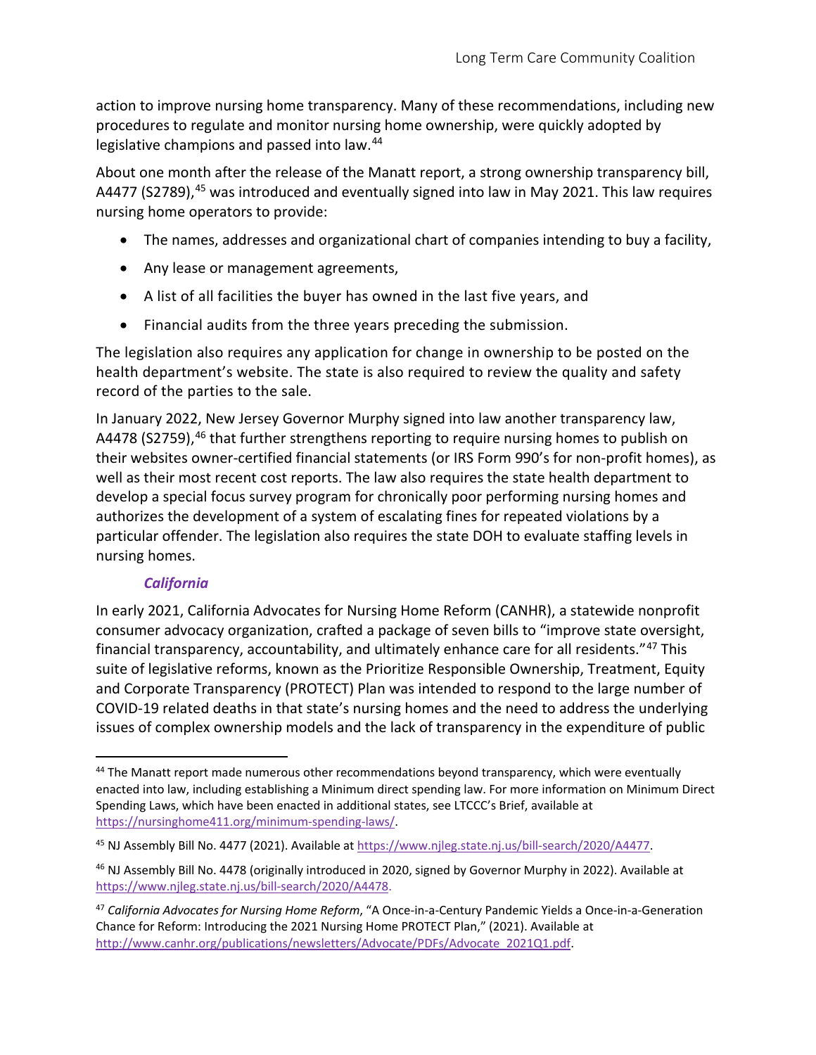action to improve nursing home transparency. Many of these recommendations, including new procedures to regulate and monitor nursing home ownership, were quickly adopted by legislative champions and passed into law.[44]

About one month after the release of the Manatt report, a strong ownership transparency bill, A4477 (S2789),[45] was introduced and eventually signed into law in May 2021. This law requires nursing home operators to provide:

- The names, addresses and organizational chart of companies intending to buy a facility,
- Any lease or management agreements,
- A list of all facilities the buyer has owned in the last five years, and
- Financial audits from the three years preceding the submission.

The legislation also requires any application for change in ownership to be posted on the health department's website. The state is also required to review the quality and safety record of the parties to the sale.

In January 2022, New Jersey Governor Murphy signed into law another transparency law, A4478 (S2759),[46] that further strengthens reporting to require nursing homes to publish on their websites owner-certified financial statements (or IRS Form 990's for non-profit homes), as well as their most recent cost reports. The law also requires the state health department to develop a special focus survey program for chronically poor performing nursing homes and authorizes the development of a system of escalating fines for repeated violations by a particular offender. The legislation also requires the state DOH to evaluate staffing levels in nursing homes.

### *California*

In early 2021, California Advocates for Nursing Home Reform (CANHR), a statewide nonprofit consumer advocacy organization, crafted a package of seven bills to "improve state oversight, financial transparency, accountability, and ultimately enhance care for all residents."[47] This suite of legislative reforms, known as the Prioritize Responsible Ownership, Treatment, Equity and Corporate Transparency (PROTECT) Plan was intended to respond to the large number of COVID-19 related deaths in that state's nursing homes and the need to address the underlying issues of complex ownership models and the lack of transparency in the expenditure of public

---

[44] The Manatt report made numerous other recommendations beyond transparency, which were eventually enacted into law, including establishing a Minimum direct spending law. For more information on Minimum Direct Spending Laws, which have been enacted in additional states, see LTCCC's Brief, available at https://nursinghome411.org/minimum-spending-laws/.

[45] NJ Assembly Bill No. 4477 (2021). Available at https://www.njleg.state.nj.us/bill-search/2020/A4477.

[46] NJ Assembly Bill No. 4478 (originally introduced in 2020, signed by Governor Murphy in 2022). Available at https://www.njleg.state.nj.us/bill-search/2020/A4478.

[47] *California Advocates for Nursing Home Reform*, "A Once-in-a-Century Pandemic Yields a Once-in-a-Generation Chance for Reform: Introducing the 2021 Nursing Home PROTECT Plan," (2021). Available at http://www.canhr.org/publications/newsletters/Advocate/PDFs/Advocate_2021Q1.pdf.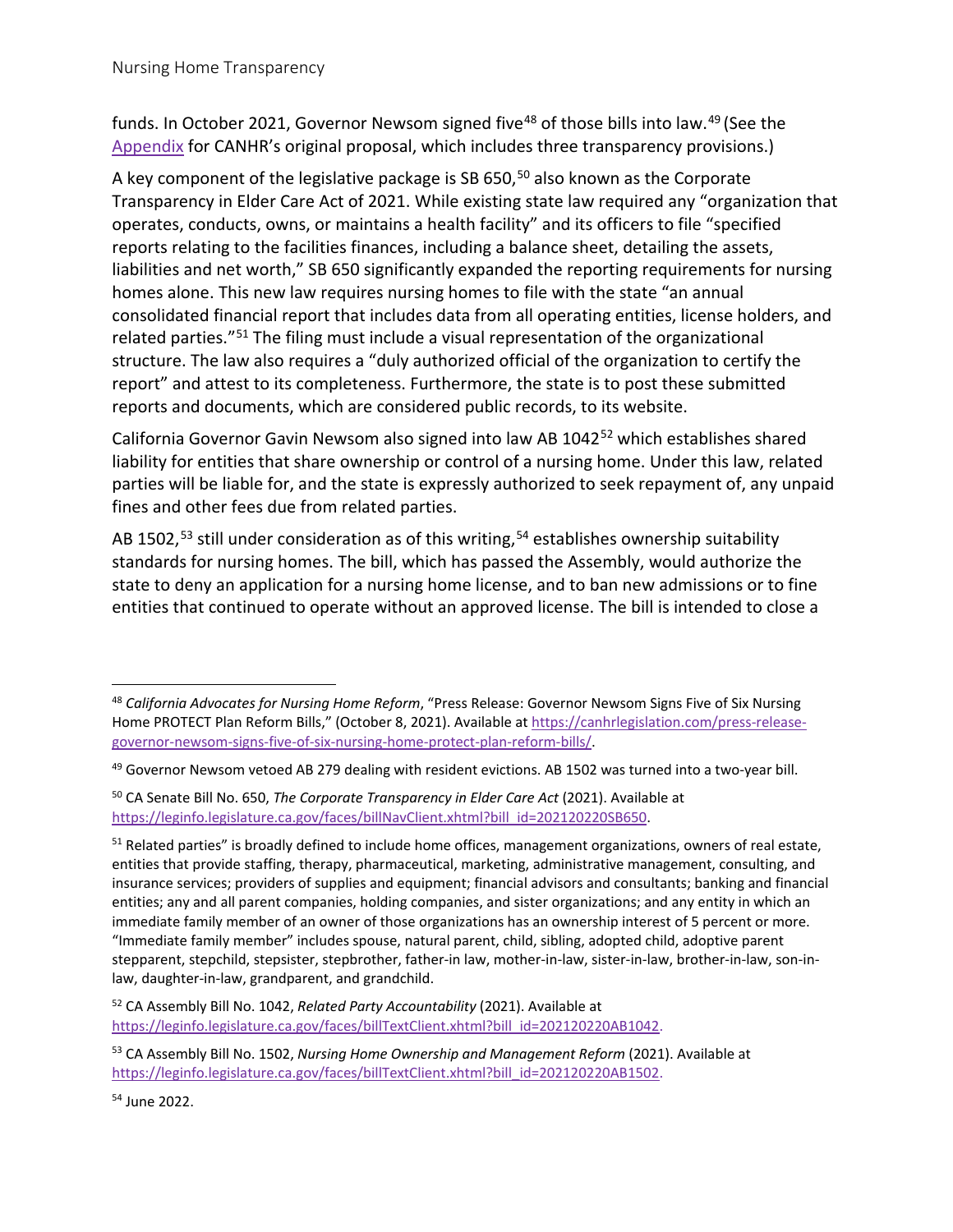funds. In October 2021, Governor Newsom signed five[48] of those bills into law.[49] (See the Appendix for CANHR's original proposal, which includes three transparency provisions.)

A key component of the legislative package is SB 650,[50] also known as the Corporate Transparency in Elder Care Act of 2021. While existing state law required any "organization that operates, conducts, owns, or maintains a health facility" and its officers to file "specified reports relating to the facilities finances, including a balance sheet, detailing the assets, liabilities and net worth," SB 650 significantly expanded the reporting requirements for nursing homes alone. This new law requires nursing homes to file with the state "an annual consolidated financial report that includes data from all operating entities, license holders, and related parties."[51] The filing must include a visual representation of the organizational structure. The law also requires a "duly authorized official of the organization to certify the report" and attest to its completeness. Furthermore, the state is to post these submitted reports and documents, which are considered public records, to its website.

California Governor Gavin Newsom also signed into law AB 1042[52] which establishes shared liability for entities that share ownership or control of a nursing home. Under this law, related parties will be liable for, and the state is expressly authorized to seek repayment of, any unpaid fines and other fees due from related parties.

AB 1502,[53] still under consideration as of this writing,[54] establishes ownership suitability standards for nursing homes. The bill, which has passed the Assembly, would authorize the state to deny an application for a nursing home license, and to ban new admissions or to fine entities that continued to operate without an approved license. The bill is intended to close a

---

[48] *California Advocates for Nursing Home Reform*, "Press Release: Governor Newsom Signs Five of Six Nursing Home PROTECT Plan Reform Bills," (October 8, 2021). Available at https://canhrlegislation.com/press-release-governor-newsom-signs-five-of-six-nursing-home-protect-plan-reform-bills/.

[49] Governor Newsom vetoed AB 279 dealing with resident evictions. AB 1502 was turned into a two-year bill.

[50] CA Senate Bill No. 650, *The Corporate Transparency in Elder Care Act* (2021). Available at https://leginfo.legislature.ca.gov/faces/billNavClient.xhtml?bill_id=202120220SB650.

[51] Related parties" is broadly defined to include home offices, management organizations, owners of real estate, entities that provide staffing, therapy, pharmaceutical, marketing, administrative management, consulting, and insurance services; providers of supplies and equipment; financial advisors and consultants; banking and financial entities; any and all parent companies, holding companies, and sister organizations; and any entity in which an immediate family member of an owner of those organizations has an ownership interest of 5 percent or more. "Immediate family member" includes spouse, natural parent, child, sibling, adopted child, adoptive parent stepparent, stepchild, stepsister, stepbrother, father-in law, mother-in-law, sister-in-law, brother-in-law, son-in-law, daughter-in-law, grandparent, and grandchild.

[52] CA Assembly Bill No. 1042, *Related Party Accountability* (2021). Available at https://leginfo.legislature.ca.gov/faces/billTextClient.xhtml?bill_id=202120220AB1042.

[53] CA Assembly Bill No. 1502, *Nursing Home Ownership and Management Reform* (2021). Available at https://leginfo.legislature.ca.gov/faces/billTextClient.xhtml?bill_id=202120220AB1502.

[54] June 2022.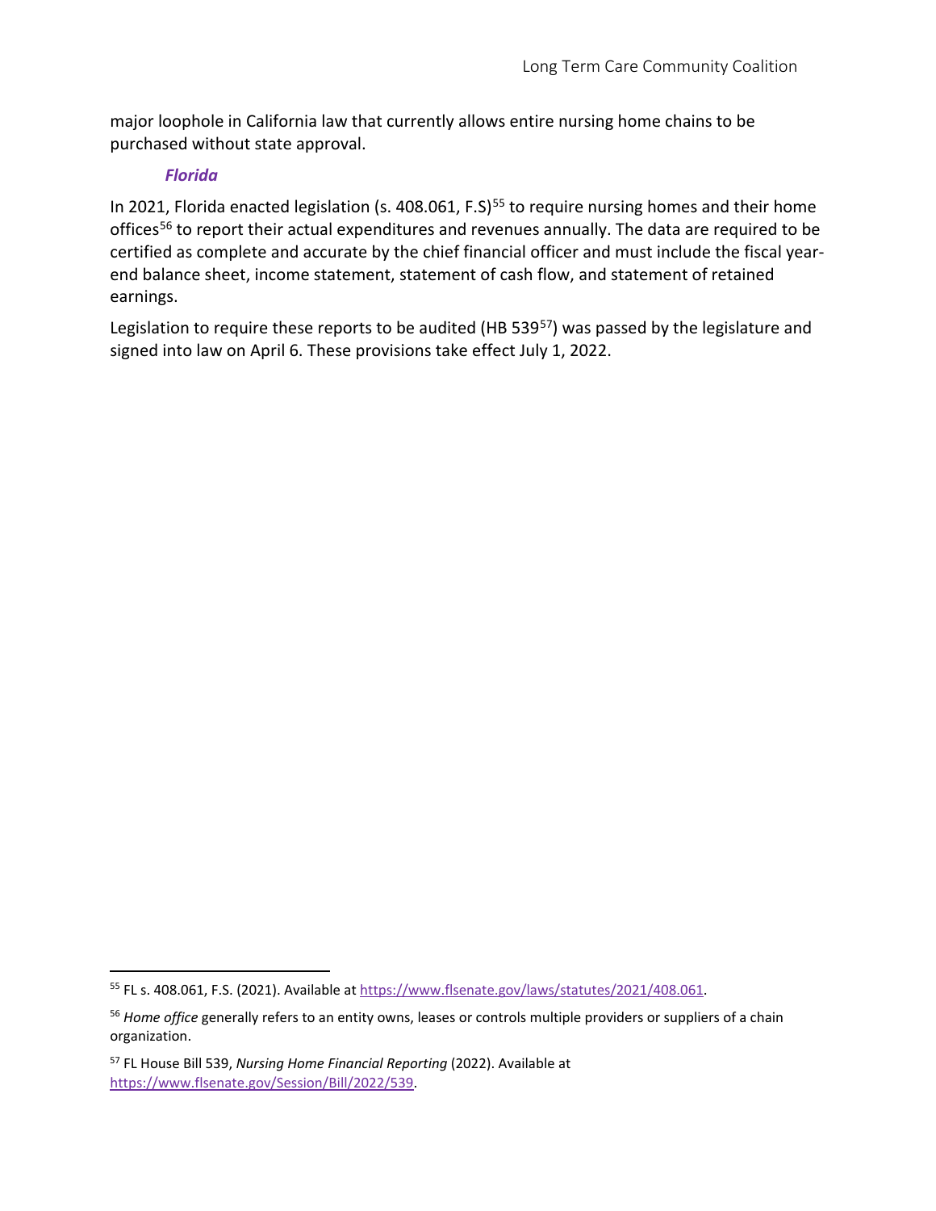major loophole in California law that currently allows entire nursing home chains to be purchased without state approval.

### *Florida*

In 2021, Florida enacted legislation (s. 408.061, F.S)[55] to require nursing homes and their home offices[56] to report their actual expenditures and revenues annually. The data are required to be certified as complete and accurate by the chief financial officer and must include the fiscal year-end balance sheet, income statement, statement of cash flow, and statement of retained earnings.

Legislation to require these reports to be audited (HB 539[57]) was passed by the legislature and signed into law on April 6. These provisions take effect July 1, 2022.

---

[55] FL s. 408.061, F.S. (2021). Available at https://www.flsenate.gov/laws/statutes/2021/408.061.

[56] *Home office* generally refers to an entity owns, leases or controls multiple providers or suppliers of a chain organization.

[57] FL House Bill 539, *Nursing Home Financial Reporting* (2022). Available at https://www.flsenate.gov/Session/Bill/2022/539.